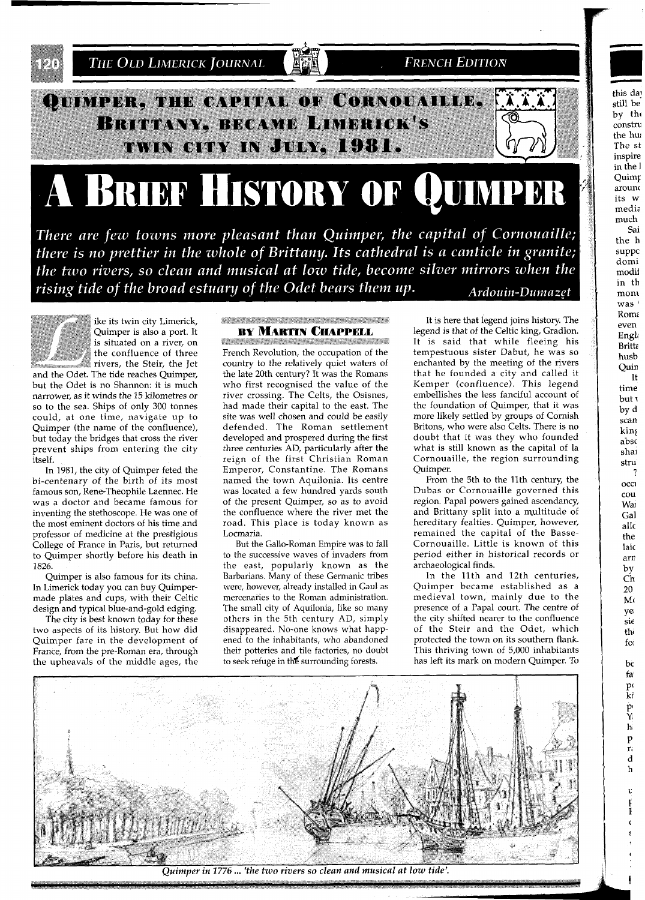## Quimper, the capital of Cornouaille, Brittany, became Limerick's twin city in July, 1981.

# A Brief History of Quimper

*There are few towns more pleasant than Quimper, the capital of Cornouaille; there is no prettier in the whole of Brittany. Its cathedral is a canticle in granite; the two rivers, so clean and musical at low tide, become silver mirrors when the rising tide of the broad estuary of the Odet bears them up.* *Ardouin-Dumazet*

**By Martin Chappell**

Like its twin city Limerick, Quimper is also a port. It is situated on a river, on the confluence of three rivers, the Steir, the Jet and the Odet. The tide reaches Quimper, but the Odet is no Shannon: it is much narrower, as it winds the 15 kilometres or so to the sea. Ships of only 300 tonnes could, at one time, navigate up to Quimper (the name of the confluence), but today the bridges that cross the river prevent ships from entering the city itself.

In 1981, the city of Quimper feted the bi-centenary of the birth of its most famous son, Rene-Theophile Laennec. He was a doctor and became famous for inventing the stethoscope. He was one of the most eminent doctors of his time and professor of medicine at the prestigious College of France in Paris, but returned to Quimper shortly before his death in 1826.

Quimper is also famous for its china. In Limerick today you can buy Quimper-made plates and cups, with their Celtic design and typical blue-and-gold edging.

The city is best known today for these two aspects of its history. But how did Quimper fare in the development of France, from the pre-Roman era, through the upheavals of the middle ages, the French Revolution, the occupation of the country to the relatively quiet waters of the late 20th century? It was the Romans who first recognised the value of the river crossing. The Celts, the Osisnes, had made their capital to the east. The site was well chosen and could be easily defended. The Roman settlement developed and prospered during the first three centuries AD, particularly after the reign of the first Christian Roman Emperor, Constantine. The Romans named the town Aquilonia. Its centre was located a few hundred yards south of the present Quimper, so as to avoid the confluence where the river met the road. This place is today known as Locmaria.

But the Gallo-Roman Empire was to fall to the successive waves of invaders from the east, popularly known as the Barbarians. Many of these Germanic tribes were, however, already installed in Gaul as mercenaries to the Roman administration. The small city of Aquilonia, like so many others in the 5th century AD, simply disappeared. No-one knows what happened to the inhabitants, who abandoned their potteries and tile factories, no doubt to seek refuge in the surrounding forests.

It is here that legend joins history. The legend is that of the Celtic king, Gradlon. It is said that while fleeing his tempestuous sister Dabut, he was so enchanted by the meeting of the rivers that he founded a city and called it Kemper (confluence). This legend embellishes the less fanciful account of the foundation of Quimper, that it was more likely settled by groups of Cornish Britons, who were also Celts. There is no doubt that it was they who founded what is still known as the capital of la Cornouaille, the region surrounding Quimper.

From the 5th to the 11th century, the Dubas or Cornouaille governed this region. Papal powers gained ascendancy, and Brittany split into a multitude of hereditary fealties. Quimper, however, remained the capital of the Basse-Cornouaille. Little is known of this period either in historical records or archaeological finds.

In the 11th and 12th centuries, Quimper became established as a medieval town, mainly due to the presence of a Papal court. The centre of the city shifted nearer to the confluence of the Steir and the Odet, which protected the town on its southern flank. This thriving town of 5,000 inhabitants has left its mark on modern Quimper. To

*Quimper in 1776 ... 'the two rivers so clean and musical at low tide'.*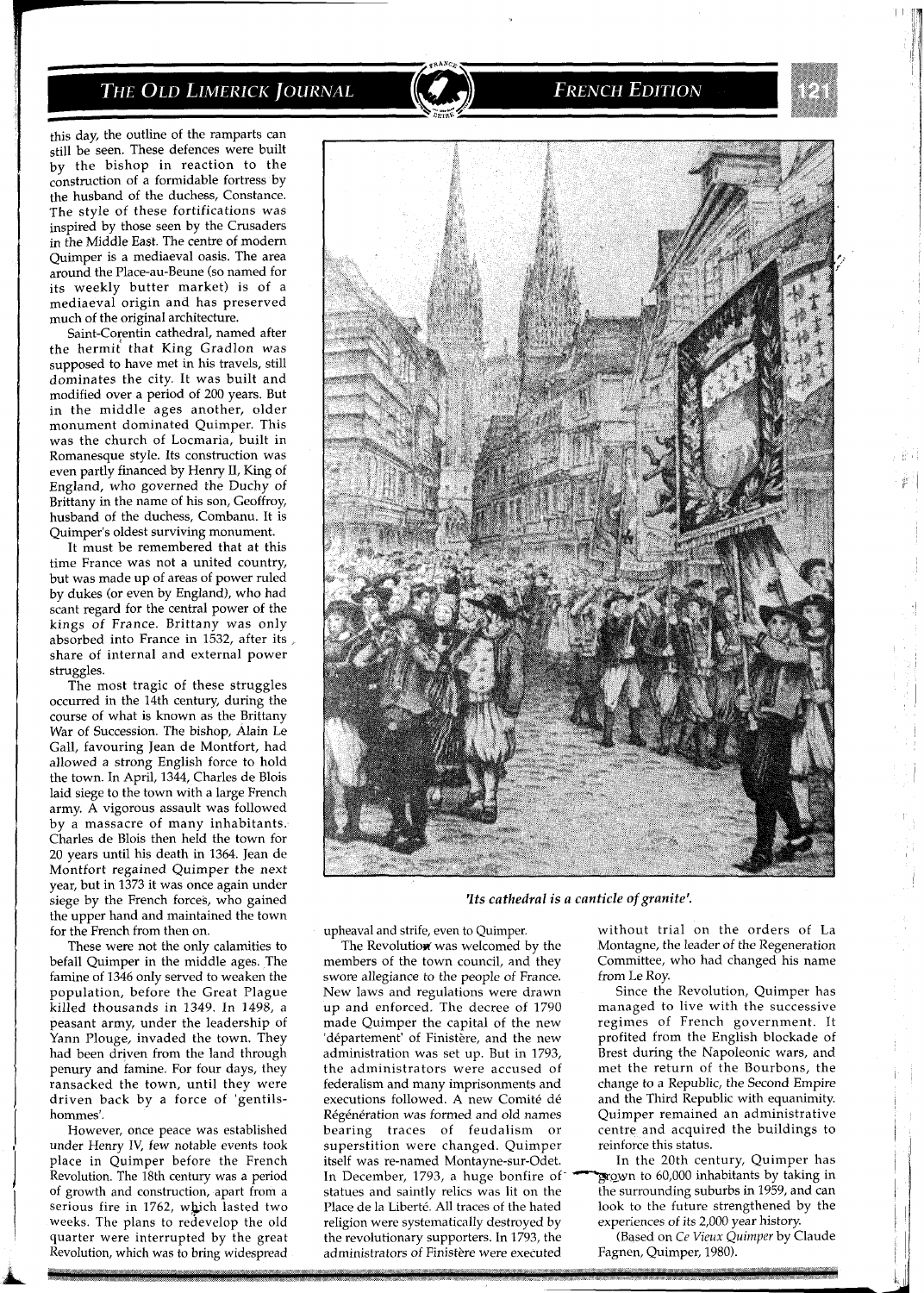this day, the outline of the ramparts can still be seen. These defences were built by the bishop in reaction to the construction of a formidable fortress by the husband of the duchess, Constance. The style of these fortifications was inspired by those seen by the Crusaders in the Middle East. The centre of modern Quimper is a mediaeval oasis. The area around the Place-au-Beune (so named for its weekly butter market) is of a mediaeval origin and has preserved much of the original architecture.

Saint-Corentin cathedral, named after the hermit that King Gradlon was supposed to have met in his travels, still dominates the city. It was built and modified over a period of 200 years. But in the middle ages another, older monument dominated Quimper. This was the church of Locmaria, built in Romanesque style. Its construction was even partly financed by Henry II, King of England, who governed the Duchy of Brittany in the name of his son, Geoffroy, husband of the duchess, Combanu. It is Quimper's oldest surviving monument.

It must be remembered that at this time France was not a united country, but was made up of areas of power ruled by dukes (or even by England), who had scant regard for the central power of the kings of France. Brittany was only absorbed into France in 1532, after its share of internal and external power struggles.

The most tragic of these struggles occurred in the 14th century, during the course of what is known as the Brittany War of Succession. The bishop, Alain Le Gall, favouring Jean de Montfort, had allowed a strong English force to hold the town. In April, 1344, Charles de Blois laid siege to the town with a large French army. A vigorous assault was followed by a massacre of many inhabitants. Charles de Blois then held the town for 20 years until his death in 1364. Jean de Montfort regained Quimper the next year, but in 1373 it was once again under siege by the French forces, who gained the upper hand and maintained the town for the French from then on.

These were not the only calamities to befall Quimper in the middle ages. The famine of 1346 only served to weaken the population, before the Great Plague killed thousands in 1349. In 1498, a peasant army, under the leadership of Yann Plouge, invaded the town. They had been driven from the land through penury and famine. For four days, they ransacked the town, until they were driven back by a force of 'gentils-hommes'.

However, once peace was established under Henry IV, few notable events took place in Quimper before the French Revolution. The 18th century was a period of growth and construction, apart from a serious fire in 1762, which lasted two weeks. The plans to redevelop the old quarter were interrupted by the great Revolution, which was to bring widespread upheaval and strife, even to Quimper.

*'Its cathedral is a canticle of granite'.*

The Revolution was welcomed by the members of the town council, and they swore allegiance to the people of France. New laws and regulations were drawn up and enforced. The decree of 1790 made Quimper the capital of the new 'département' of Finistère, and the new administration was set up. But in 1793, the administrators were accused of federalism and many imprisonments and executions followed. A new Comité dé Régénération was formed and old names bearing traces of feudalism or superstition were changed. Quimper itself was re-named Montayne-sur-Odet. In December, 1793, a huge bonfire of statues and saintly relics was lit on the Place de la Liberté. All traces of the hated religion were systematically destroyed by the revolutionary supporters. In 1793, the administrators of Finistère were executed without trial on the orders of La Montagne, the leader of the Regeneration Committee, who had changed his name from Le Roy.

Since the Revolution, Quimper has managed to live with the successive regimes of French government. It profited from the English blockade of Brest during the Napoleonic wars, and met the return of the Bourbons, the change to a Republic, the Second Empire and the Third Republic with equanimity. Quimper remained an administrative centre and acquired the buildings to reinforce this status.

In the 20th century, Quimper has grown to 60,000 inhabitants by taking in the surrounding suburbs in 1959, and can look to the future strengthened by the experiences of its 2,000 year history.

(Based on *Ce Vieux Quimper* by Claude Fagnen, Quimper, 1980).